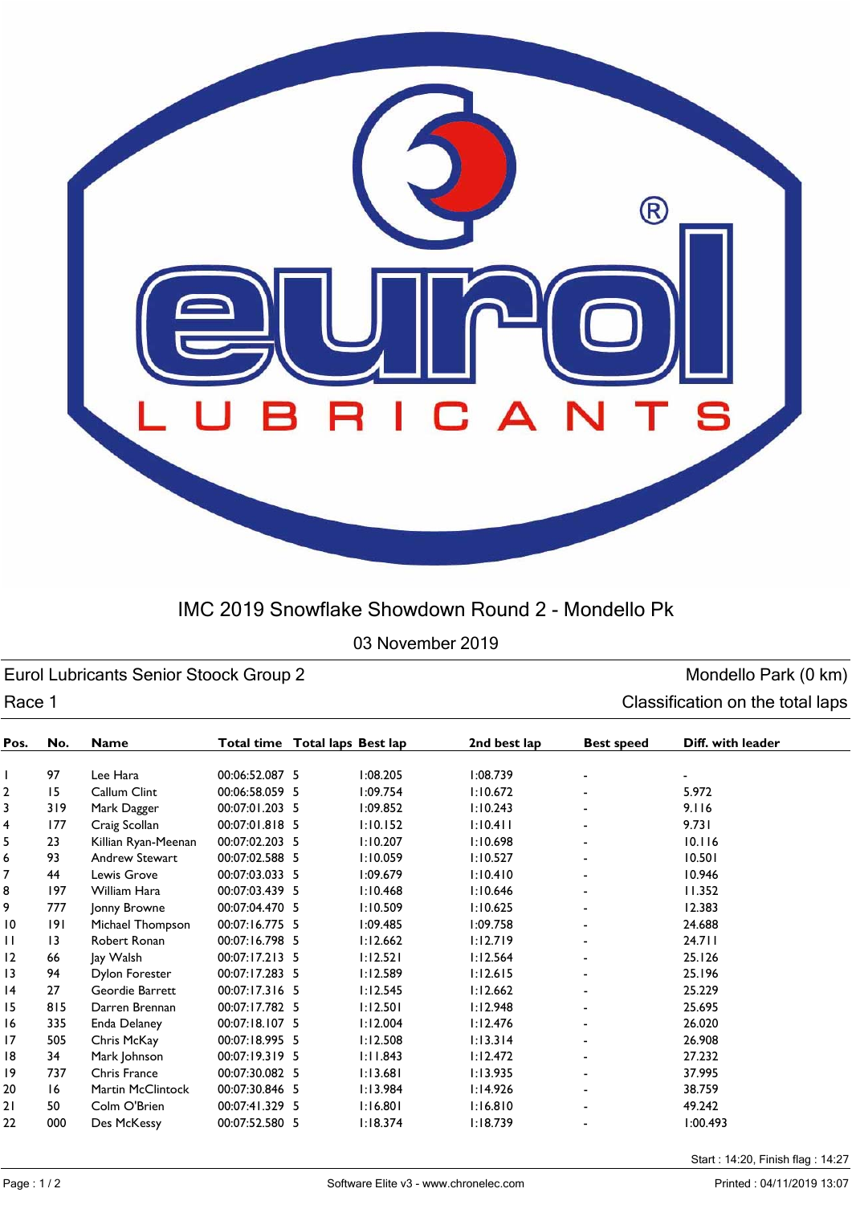# IMC 2019 Snowflake Showdown Round 2 - Mondello Pk

03 November 2019

**Eurol Lubricants Senior Stoock Group 2** — Mondello Park (0 km)

Race 1 — Classification on the total laps

| Pos. | No. | Name | Total time | Total laps | Best lap | 2nd best lap | Best speed | Diff. with leader |
|---|---|---|---|---|---|---|---|---|
| 1 | 97 | Lee Hara | 00:06:52.087 | 5 | 1:08.205 | 1:08.739 | - | - |
| 2 | 15 | Callum Clint | 00:06:58.059 | 5 | 1:09.754 | 1:10.672 | - | 5.972 |
| 3 | 319 | Mark Dagger | 00:07:01.203 | 5 | 1:09.852 | 1:10.243 | - | 9.116 |
| 4 | 177 | Craig Scollan | 00:07:01.818 | 5 | 1:10.152 | 1:10.411 | - | 9.731 |
| 5 | 23 | Killian Ryan-Meenan | 00:07:02.203 | 5 | 1:10.207 | 1:10.698 | - | 10.116 |
| 6 | 93 | Andrew Stewart | 00:07:02.588 | 5 | 1:10.059 | 1:10.527 | - | 10.501 |
| 7 | 44 | Lewis Grove | 00:07:03.033 | 5 | 1:09.679 | 1:10.410 | - | 10.946 |
| 8 | 197 | William Hara | 00:07:03.439 | 5 | 1:10.468 | 1:10.646 | - | 11.352 |
| 9 | 777 | Jonny Browne | 00:07:04.470 | 5 | 1:10.509 | 1:10.625 | - | 12.383 |
| 10 | 191 | Michael Thompson | 00:07:16.775 | 5 | 1:09.485 | 1:09.758 | - | 24.688 |
| 11 | 13 | Robert Ronan | 00:07:16.798 | 5 | 1:12.662 | 1:12.719 | - | 24.711 |
| 12 | 66 | Jay Walsh | 00:07:17.213 | 5 | 1:12.521 | 1:12.564 | - | 25.126 |
| 13 | 94 | Dylon Forester | 00:07:17.283 | 5 | 1:12.589 | 1:12.615 | - | 25.196 |
| 14 | 27 | Geordie Barrett | 00:07:17.316 | 5 | 1:12.545 | 1:12.662 | - | 25.229 |
| 15 | 815 | Darren Brennan | 00:07:17.782 | 5 | 1:12.501 | 1:12.948 | - | 25.695 |
| 16 | 335 | Enda Delaney | 00:07:18.107 | 5 | 1:12.004 | 1:12.476 | - | 26.020 |
| 17 | 505 | Chris McKay | 00:07:18.995 | 5 | 1:12.508 | 1:13.314 | - | 26.908 |
| 18 | 34 | Mark Johnson | 00:07:19.319 | 5 | 1:11.843 | 1:12.472 | - | 27.232 |
| 19 | 737 | Chris France | 00:07:30.082 | 5 | 1:13.681 | 1:13.935 | - | 37.995 |
| 20 | 16 | Martin McClintock | 00:07:30.846 | 5 | 1:13.984 | 1:14.926 | - | 38.759 |
| 21 | 50 | Colm O'Brien | 00:07:41.329 | 5 | 1:16.801 | 1:16.810 | - | 49.242 |
| 22 | 000 | Des McKessy | 00:07:52.580 | 5 | 1:18.374 | 1:18.739 | - | 1:00.493 |

Start : 14:20, Finish flag : 14:27

Software Elite v3 - www.chronelec.com — Printed : 04/11/2019 13:07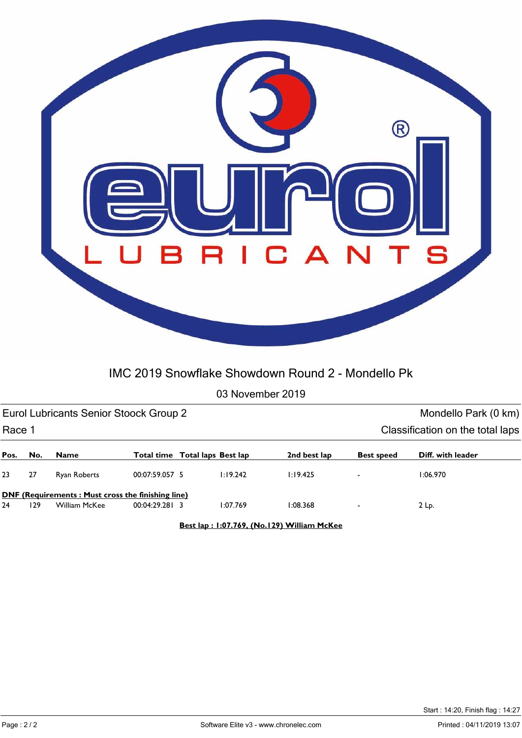# IMC 2019 Snowflake Showdown Round 2 - Mondello Pk

03 November 2019

Eurol Lubricants Senior Stoock Group 2 — Mondello Park (0 km)

Race 1 — Classification on the total laps

| Pos. | No. | Name | Total time | Total laps | Best lap | 2nd best lap | Best speed | Diff. with leader |
|---|---|---|---|---|---|---|---|---|
| 23 | 27 | Ryan Roberts | 00:07:59.057 | 5 | 1:19.242 | 1:19.425 | - | 1:06.970 |
| **DNF (Requirements : Must cross the finishing line)** | | | | | | | | |
| 24 | 129 | William McKee | 00:04:29.281 | 3 | 1:07.769 | 1:08.368 | - | 2 Lp. |

**Best lap : 1:07.769, (No.129) William McKee**

Start : 14:20, Finish flag : 14:27

Software Elite v3 - www.chronelec.com

Printed : 04/11/2019 13:07